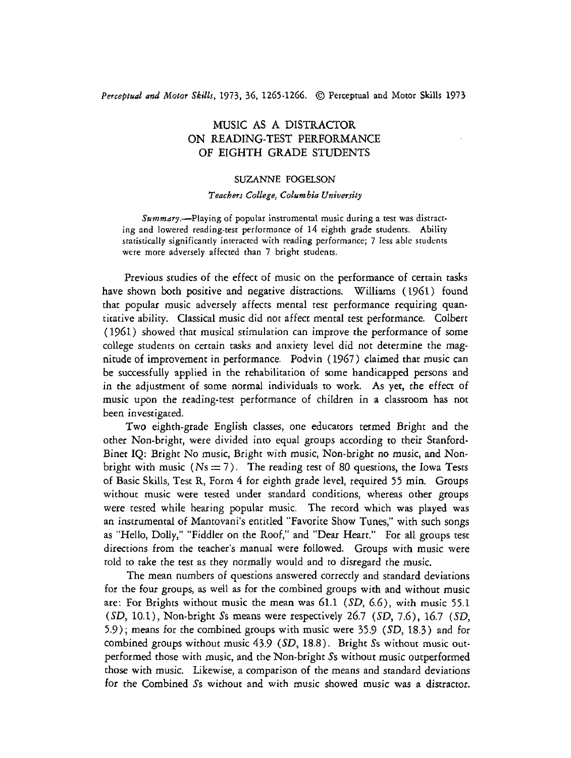# MUSIC AS A DISTRACTOR ON READING-TEST PERFORMANCE OF EIGHTH GRADE STUDENTS

SUZANNE FOGELSON

*Teachers College, Columbia University*

*Summary*.—Playing of popular instrumental music during a test was distracting and lowered reading-test performance of 14 eighth grade students. Ability statistically significantly interacted with reading performance; 7 less able students were more adversely affected than 7 bright students.

Previous studies of the effect of music on the performance of certain tasks have shown both positive and negative distractions. Williams (1961) found that popular music adversely affects mental test performance requiring quantitative ability. Classical music did not affect mental test performance. Colbert (1961) showed that musical stimulation can improve the performance of some college students on certain tasks and anxiety level did not determine the magnitude of improvement in performance. Podvin (1967) claimed that music can be successfully applied in the rehabilitation of some handicapped persons and in the adjustment of some normal individuals to work. As yet, the effect of music upon the reading-test performance of children in a classroom has not been investigated.

Two eighth-grade English classes, one educators termed Bright and the other Non-bright, were divided into equal groups according to their Stanford-Binet IQ: Bright No music, Bright with music, Non-bright no music, and Non-bright with music ($Ns = 7$). The reading test of 80 questions, the Iowa Tests of Basic Skills, Test R, Form 4 for eighth grade level, required 55 min. Groups without music were tested under standard conditions, whereas other groups were tested while hearing popular music. The record which was played was an instrumental of Mantovani's entitled "Favorite Show Tunes," with such songs as "Hello, Dolly," "Fiddler on the Roof," and "Dear Heart." For all groups test directions from the teacher's manual were followed. Groups with music were told to take the test as they normally would and to disregard the music.

The mean numbers of questions answered correctly and standard deviations for the four groups, as well as for the combined groups with and without music are: For Brights without music the mean was 61.1 (*SD*, 6.6), with music 55.1 (*SD*, 10.1), Non-bright *S*s means were respectively 26.7 (*SD*, 7.6), 16.7 (*SD*, 5.9); means for the combined groups with music were 35.9 (*SD*, 18.3) and for combined groups without music 43.9 (*SD*, 18.8). Bright *S*s without music outperformed those with music, and the Non-bright *S*s without music outperformed those with music. Likewise, a comparison of the means and standard deviations for the Combined *S*s without and with music showed music was a distractor.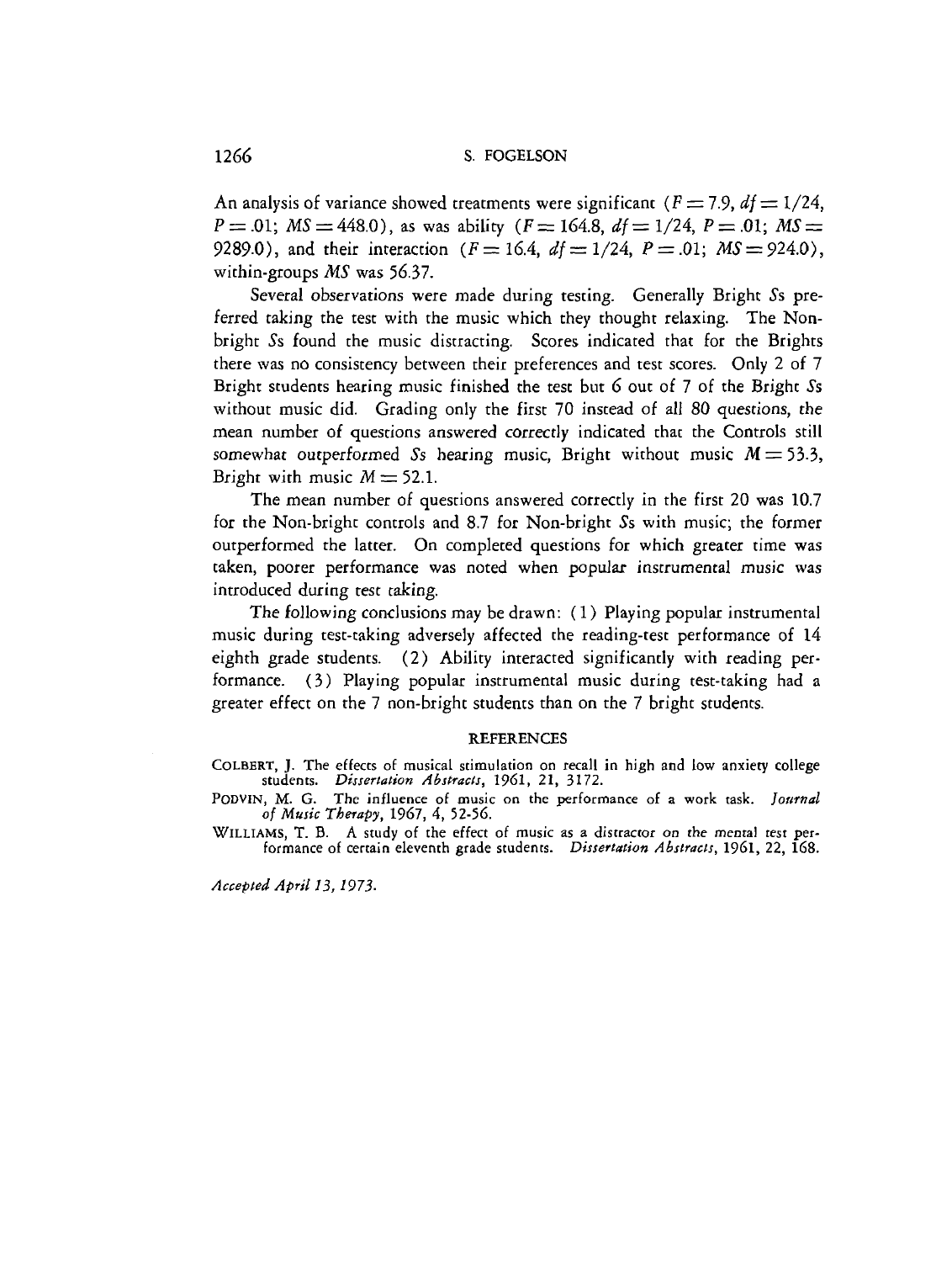An analysis of variance showed treatments were significant ($F = 7.9$, $df = 1/24$, $P = .01$; $MS = 448.0$), as was ability ($F = 164.8$, $df = 1/24$, $P = .01$; $MS = 9289.0$), and their interaction ($F = 16.4$, $df = 1/24$, $P = .01$; $MS = 924.0$), within-groups $MS$ was 56.37.

Several observations were made during testing. Generally Bright *S*s preferred taking the test with the music which they thought relaxing. The Non-bright *S*s found the music distracting. Scores indicated that for the Brights there was no consistency between their preferences and test scores. Only 2 of 7 Bright students hearing music finished the test but 6 out of 7 of the Bright *S*s without music did. Grading only the first 70 instead of all 80 questions, the mean number of questions answered correctly indicated that the Controls still somewhat outperformed *S*s hearing music, Bright without music $M = 53.3$, Bright with music $M = 52.1$.

The mean number of questions answered correctly in the first 20 was 10.7 for the Non-bright controls and 8.7 for Non-bright *S*s with music; the former outperformed the latter. On completed questions for which greater time was taken, poorer performance was noted when popular instrumental music was introduced during test taking.

The following conclusions may be drawn: (1) Playing popular instrumental music during test-taking adversely affected the reading-test performance of 14 eighth grade students. (2) Ability interacted significantly with reading performance. (3) Playing popular instrumental music during test-taking had a greater effect on the 7 non-bright students than on the 7 bright students.

## REFERENCES

COLBERT, J. The effects of musical stimulation on recall in high and low anxiety college students. *Dissertation Abstracts*, 1961, 21, 3172.

PODVIN, M. G. The influence of music on the performance of a work task. *Journal of Music Therapy*, 1967, 4, 52-56.

WILLIAMS, T. B. A study of the effect of music as a distractor on the mental test performance of certain eleventh grade students. *Dissertation Abstracts*, 1961, 22, 168.

*Accepted April 13, 1973.*